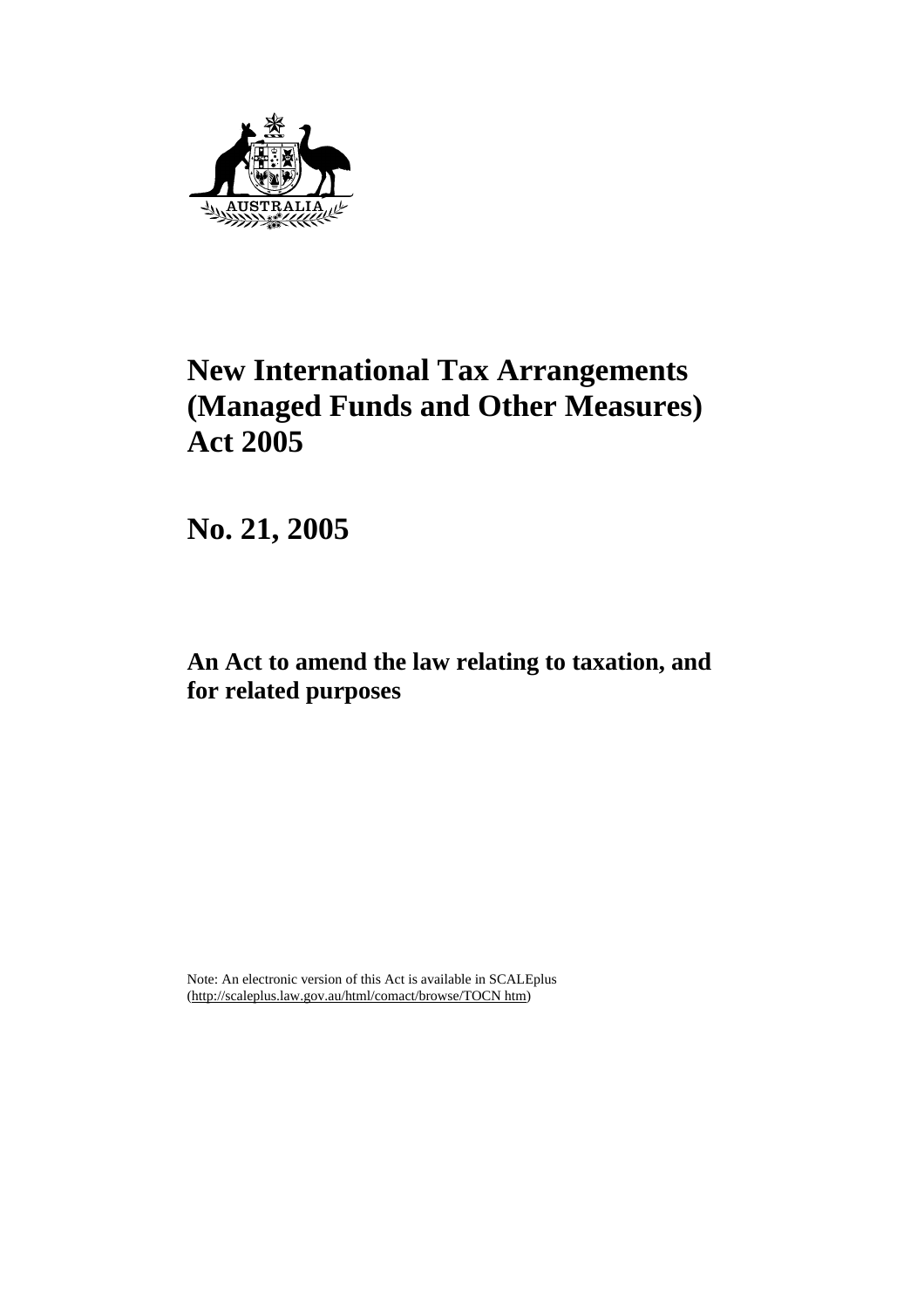# New International Tax Arrangements (Managed Funds and Other Measures) Act 2005

# No. 21, 2005

## An Act to amend the law relating to taxation, and for related purposes

Note: An electronic version of this Act is available in SCALEplus (http://scaleplus.law.gov.au/html/comact/browse/TOCN htm)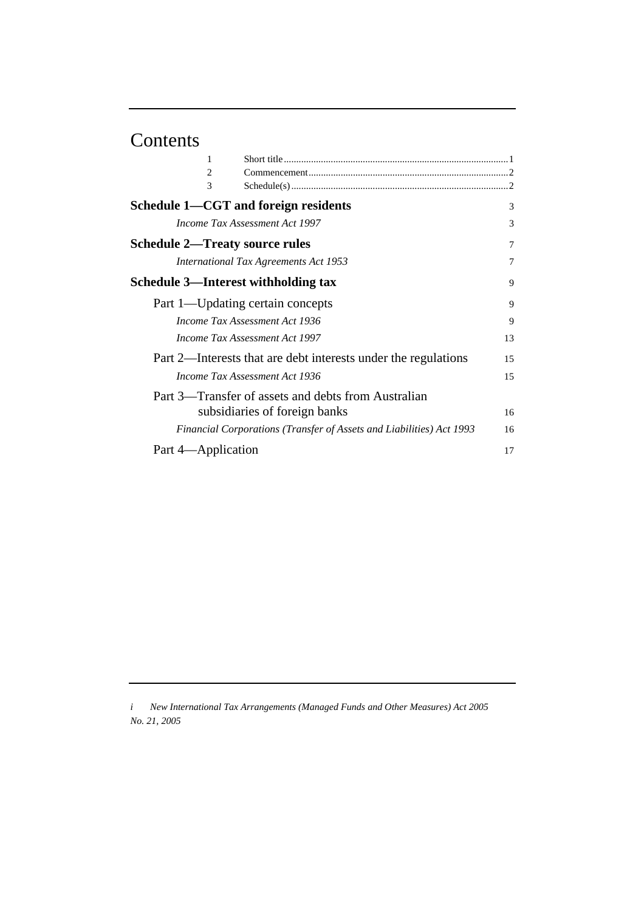# Contents

| | | |
|---|---|---|
| 1 | Short title | 1 |
| 2 | Commencement | 2 |
| 3 | Schedule(s) | 2 |

**Schedule 1—CGT and foreign residents** 3

*Income Tax Assessment Act 1997* 3

**Schedule 2—Treaty source rules** 7

*International Tax Agreements Act 1953* 7

**Schedule 3—Interest withholding tax** 9

Part 1—Updating certain concepts 9

*Income Tax Assessment Act 1936* 9

*Income Tax Assessment Act 1997* 13

Part 2—Interests that are debt interests under the regulations 15

*Income Tax Assessment Act 1936* 15

Part 3—Transfer of assets and debts from Australian subsidiaries of foreign banks 16

*Financial Corporations (Transfer of Assets and Liabilities) Act 1993* 16

Part 4—Application 17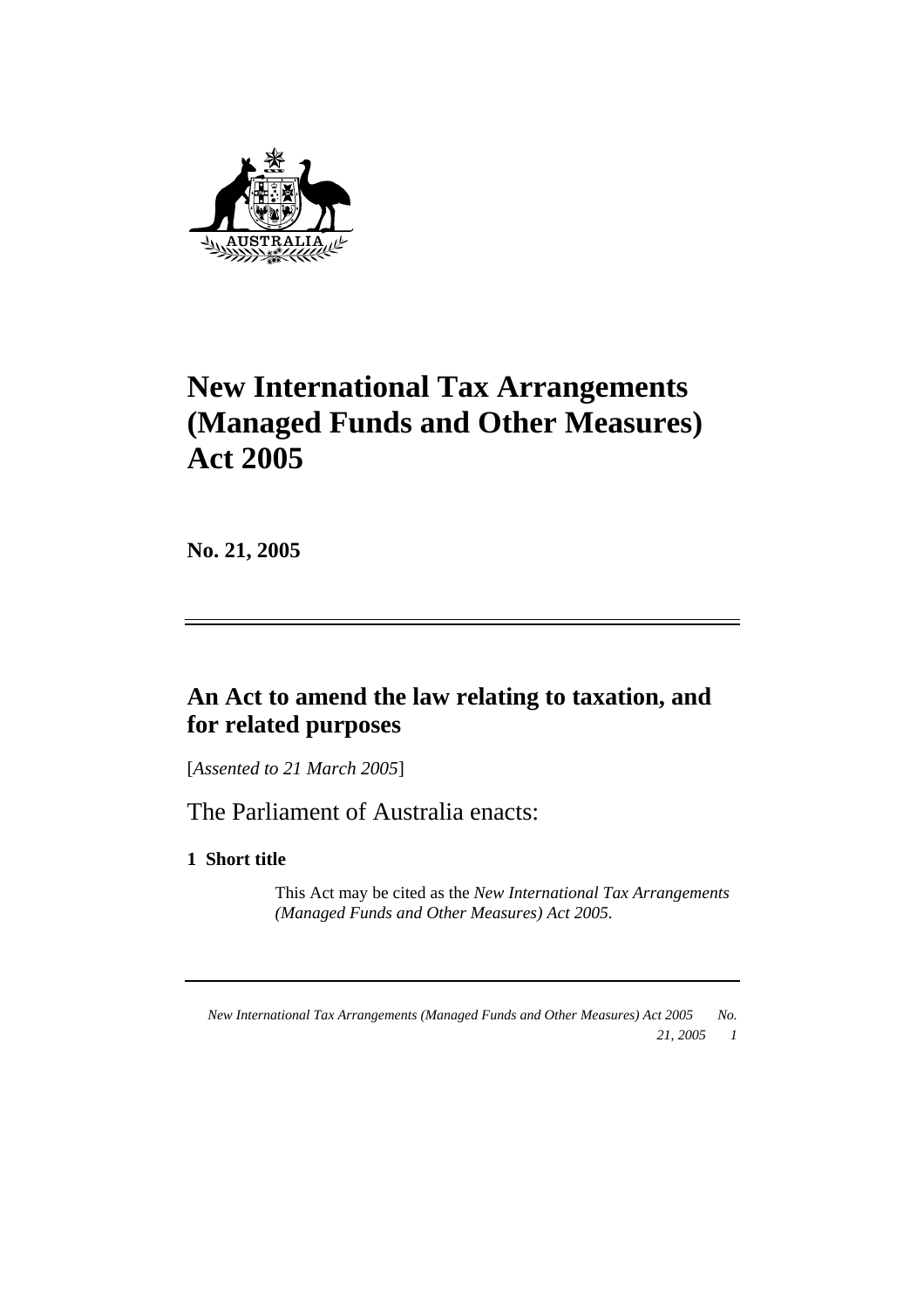# New International Tax Arrangements (Managed Funds and Other Measures) Act 2005

**No. 21, 2005**

## An Act to amend the law relating to taxation, and for related purposes

[*Assented to 21 March 2005*]

The Parliament of Australia enacts:

### 1 Short title

This Act may be cited as the *New International Tax Arrangements (Managed Funds and Other Measures) Act 2005*.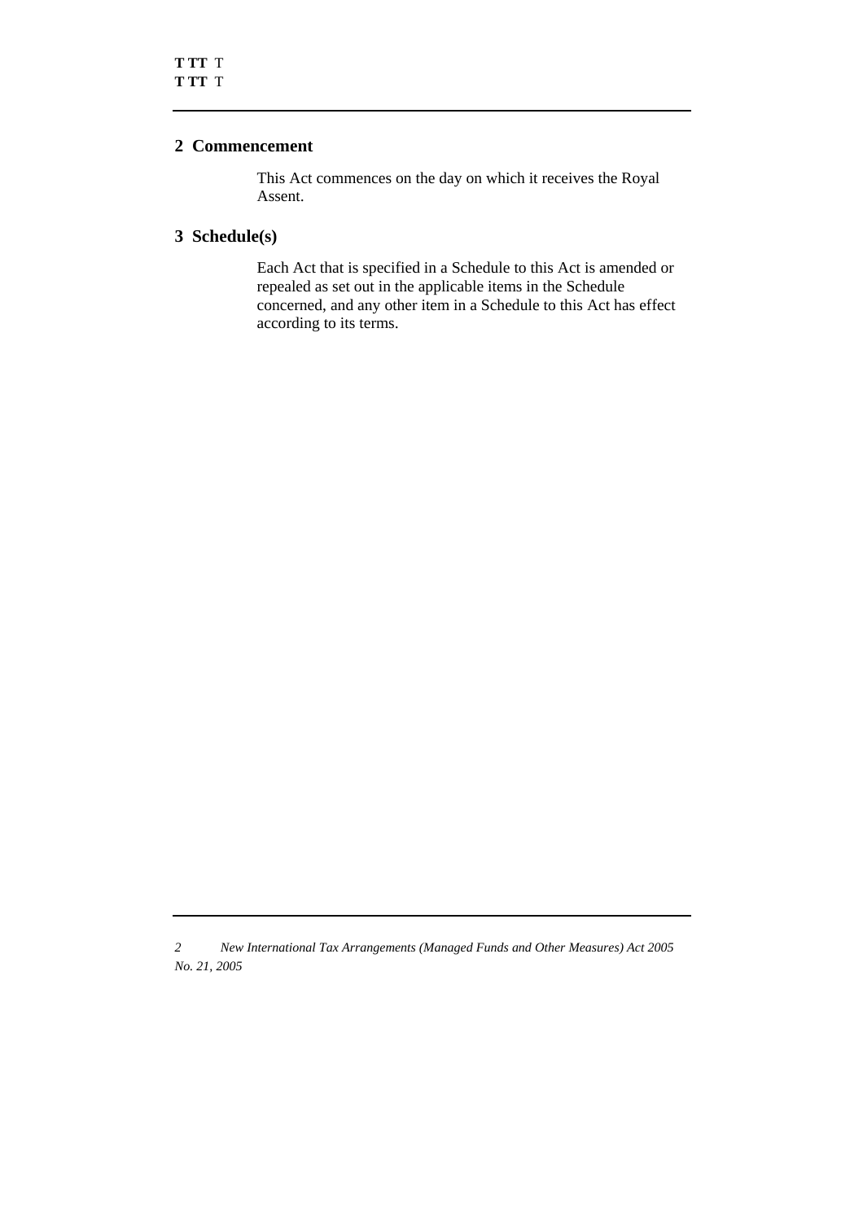## 2 Commencement

This Act commences on the day on which it receives the Royal Assent.

## 3 Schedule(s)

Each Act that is specified in a Schedule to this Act is amended or repealed as set out in the applicable items in the Schedule concerned, and any other item in a Schedule to this Act has effect according to its terms.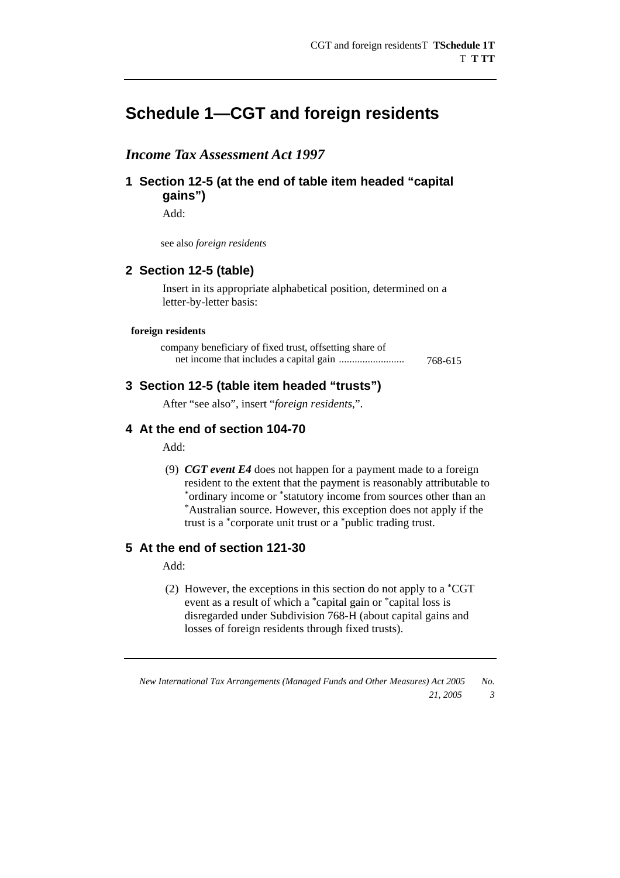# Schedule 1—CGT and foreign residents

## *Income Tax Assessment Act 1997*

### 1 Section 12-5 (at the end of table item headed "capital gains")

Add:

see also *foreign residents*

### 2 Section 12-5 (table)

Insert in its appropriate alphabetical position, determined on a letter-by-letter basis:

**foreign residents**

company beneficiary of fixed trust, offsetting share of net income that includes a capital gain ......................... 768-615

### 3 Section 12-5 (table item headed "trusts")

After "see also", insert "*foreign residents*,".

### 4 At the end of section 104-70

Add:

(9) ***CGT event E4*** does not happen for a payment made to a foreign resident to the extent that the payment is reasonably attributable to *ordinary income or *statutory income from sources other than an *Australian source. However, this exception does not apply if the trust is a *corporate unit trust or a *public trading trust.

### 5 At the end of section 121-30

Add:

(2) However, the exceptions in this section do not apply to a *CGT event as a result of which a *capital gain or *capital loss is disregarded under Subdivision 768-H (about capital gains and losses of foreign residents through fixed trusts).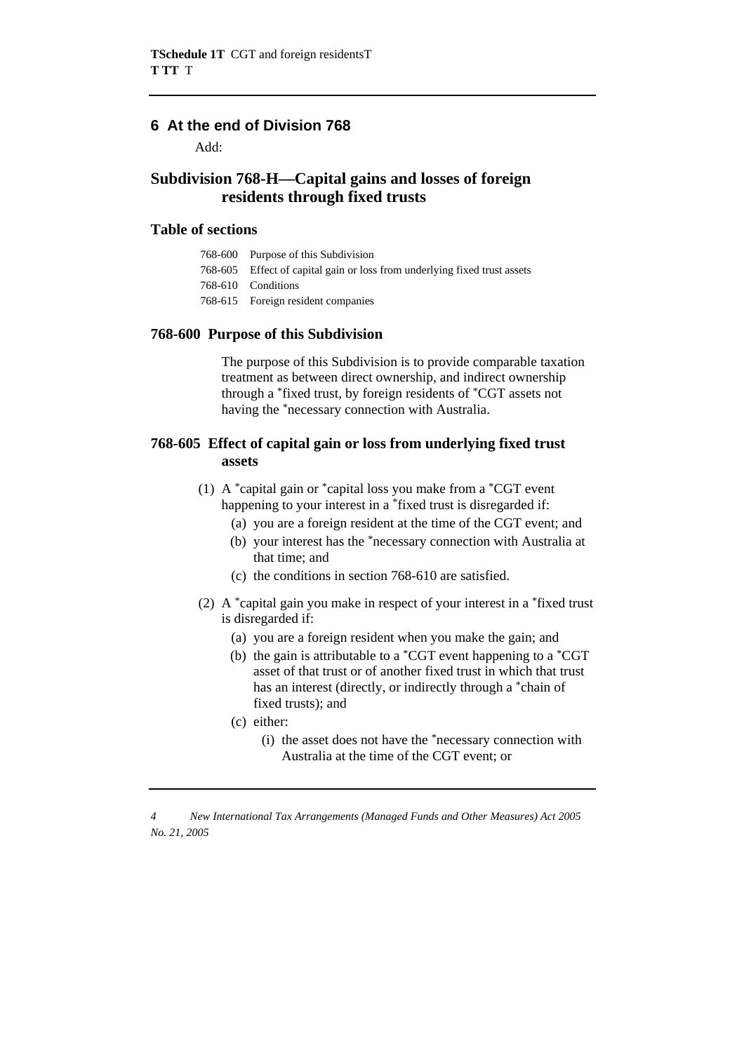## 6 At the end of Division 768

Add:

## Subdivision 768-H—Capital gains and losses of foreign residents through fixed trusts

### Table of sections

768-600 Purpose of this Subdivision
768-605 Effect of capital gain or loss from underlying fixed trust assets
768-610 Conditions
768-615 Foreign resident companies

### 768-600 Purpose of this Subdivision

The purpose of this Subdivision is to provide comparable taxation treatment as between direct ownership, and indirect ownership through a *fixed trust, by foreign residents of *CGT assets not having the *necessary connection with Australia.

### 768-605 Effect of capital gain or loss from underlying fixed trust assets

(1) A *capital gain or *capital loss you make from a *CGT event happening to your interest in a *fixed trust is disregarded if:

- (a) you are a foreign resident at the time of the CGT event; and
- (b) your interest has the *necessary connection with Australia at that time; and
- (c) the conditions in section 768-610 are satisfied.

(2) A *capital gain you make in respect of your interest in a *fixed trust is disregarded if:

- (a) you are a foreign resident when you make the gain; and
- (b) the gain is attributable to a *CGT event happening to a *CGT asset of that trust or of another fixed trust in which that trust has an interest (directly, or indirectly through a *chain of fixed trusts); and
- (c) either:
  - (i) the asset does not have the *necessary connection with Australia at the time of the CGT event; or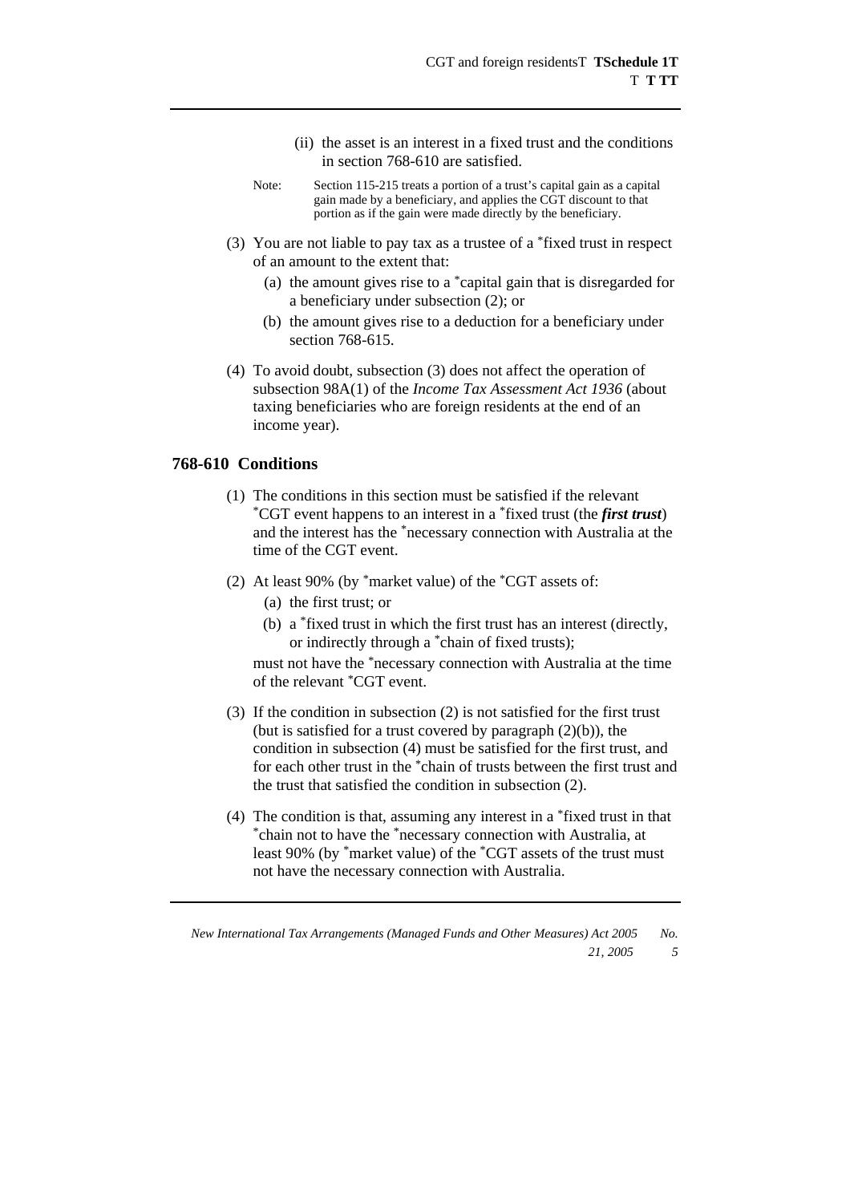(ii) the asset is an interest in a fixed trust and the conditions in section 768-610 are satisfied.

Note: Section 115-215 treats a portion of a trust's capital gain as a capital gain made by a beneficiary, and applies the CGT discount to that portion as if the gain were made directly by the beneficiary.

(3) You are not liable to pay tax as a trustee of a *fixed trust in respect of an amount to the extent that:

(a) the amount gives rise to a *capital gain that is disregarded for a beneficiary under subsection (2); or

(b) the amount gives rise to a deduction for a beneficiary under section 768-615.

(4) To avoid doubt, subsection (3) does not affect the operation of subsection 98A(1) of the *Income Tax Assessment Act 1936* (about taxing beneficiaries who are foreign residents at the end of an income year).

### 768-610 Conditions

(1) The conditions in this section must be satisfied if the relevant *CGT event happens to an interest in a *fixed trust (the ***first trust***) and the interest has the *necessary connection with Australia at the time of the CGT event.

(2) At least 90% (by *market value) of the *CGT assets of:

(a) the first trust; or

(b) a *fixed trust in which the first trust has an interest (directly, or indirectly through a *chain of fixed trusts);

must not have the *necessary connection with Australia at the time of the relevant *CGT event.

(3) If the condition in subsection (2) is not satisfied for the first trust (but is satisfied for a trust covered by paragraph (2)(b)), the condition in subsection (4) must be satisfied for the first trust, and for each other trust in the *chain of trusts between the first trust and the trust that satisfied the condition in subsection (2).

(4) The condition is that, assuming any interest in a *fixed trust in that *chain not to have the *necessary connection with Australia, at least 90% (by *market value) of the *CGT assets of the trust must not have the necessary connection with Australia.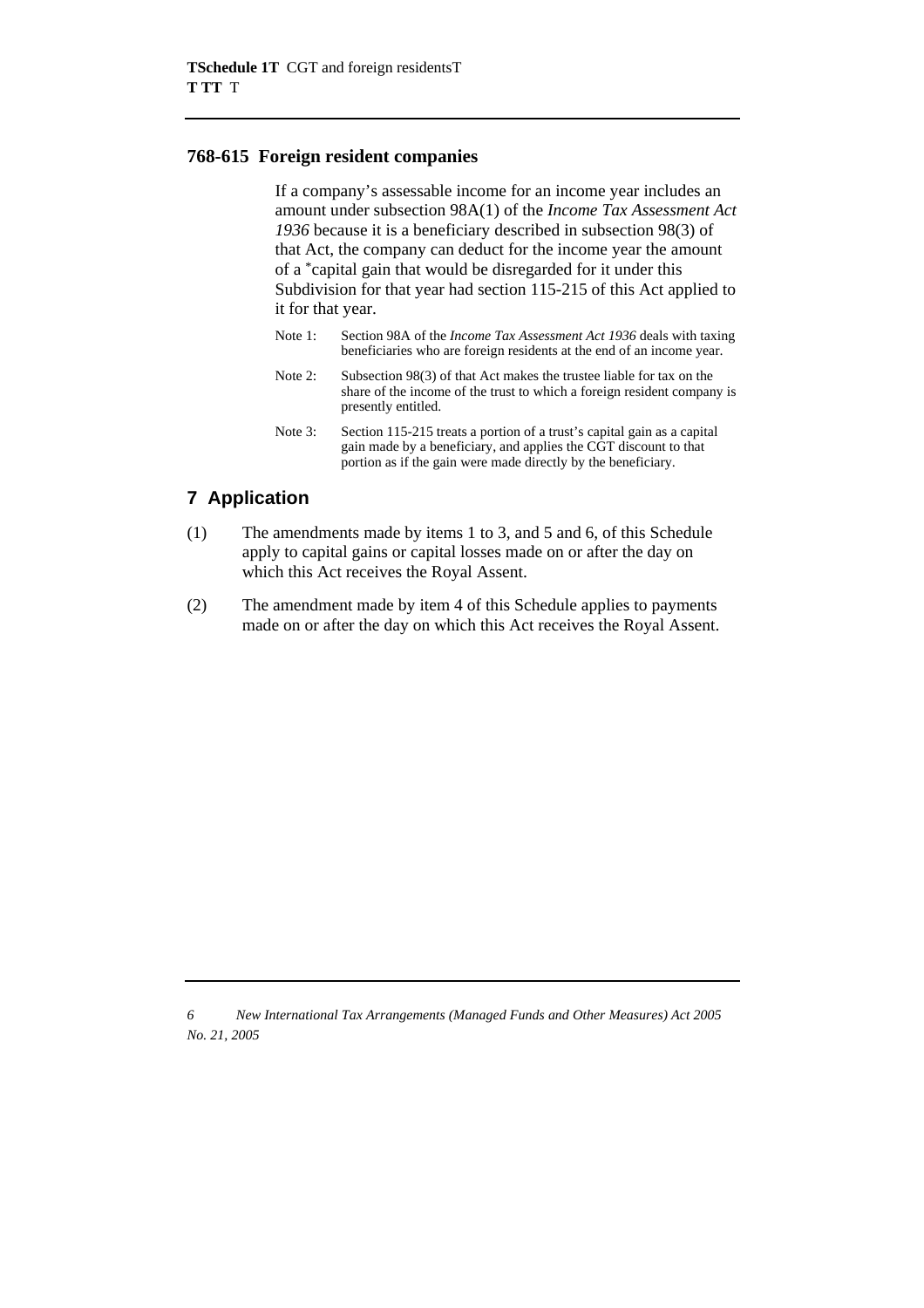### 768-615 Foreign resident companies

If a company's assessable income for an income year includes an amount under subsection 98A(1) of the *Income Tax Assessment Act 1936* because it is a beneficiary described in subsection 98(3) of that Act, the company can deduct for the income year the amount of a *capital gain that would be disregarded for it under this Subdivision for that year had section 115-215 of this Act applied to it for that year.

Note 1: Section 98A of the *Income Tax Assessment Act 1936* deals with taxing beneficiaries who are foreign residents at the end of an income year.

Note 2: Subsection 98(3) of that Act makes the trustee liable for tax on the share of the income of the trust to which a foreign resident company is presently entitled.

Note 3: Section 115-215 treats a portion of a trust's capital gain as a capital gain made by a beneficiary, and applies the CGT discount to that portion as if the gain were made directly by the beneficiary.

## 7 Application

(1) The amendments made by items 1 to 3, and 5 and 6, of this Schedule apply to capital gains or capital losses made on or after the day on which this Act receives the Royal Assent.

(2) The amendment made by item 4 of this Schedule applies to payments made on or after the day on which this Act receives the Royal Assent.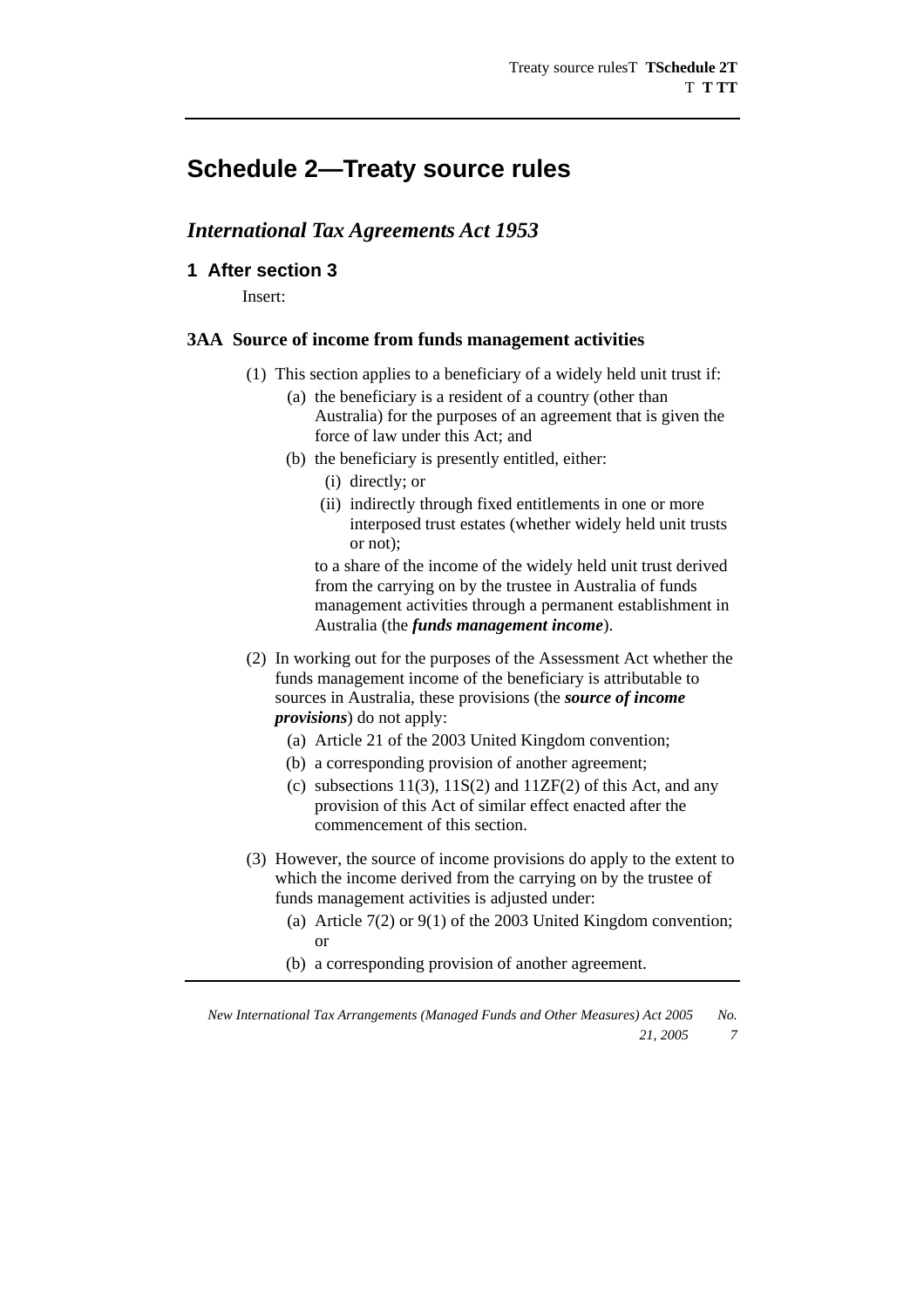# Schedule 2—Treaty source rules

## *International Tax Agreements Act 1953*

### 1 After section 3

Insert:

**3AA Source of income from funds management activities**

(1) This section applies to a beneficiary of a widely held unit trust if:

(a) the beneficiary is a resident of a country (other than Australia) for the purposes of an agreement that is given the force of law under this Act; and

(b) the beneficiary is presently entitled, either:

(i) directly; or

(ii) indirectly through fixed entitlements in one or more interposed trust estates (whether widely held unit trusts or not);

to a share of the income of the widely held unit trust derived from the carrying on by the trustee in Australia of funds management activities through a permanent establishment in Australia (the ***funds management income***).

(2) In working out for the purposes of the Assessment Act whether the funds management income of the beneficiary is attributable to sources in Australia, these provisions (the ***source of income provisions***) do not apply:

(a) Article 21 of the 2003 United Kingdom convention;

(b) a corresponding provision of another agreement;

(c) subsections 11(3), 11S(2) and 11ZF(2) of this Act, and any provision of this Act of similar effect enacted after the commencement of this section.

(3) However, the source of income provisions do apply to the extent to which the income derived from the carrying on by the trustee of funds management activities is adjusted under:

(a) Article 7(2) or 9(1) of the 2003 United Kingdom convention; or

(b) a corresponding provision of another agreement.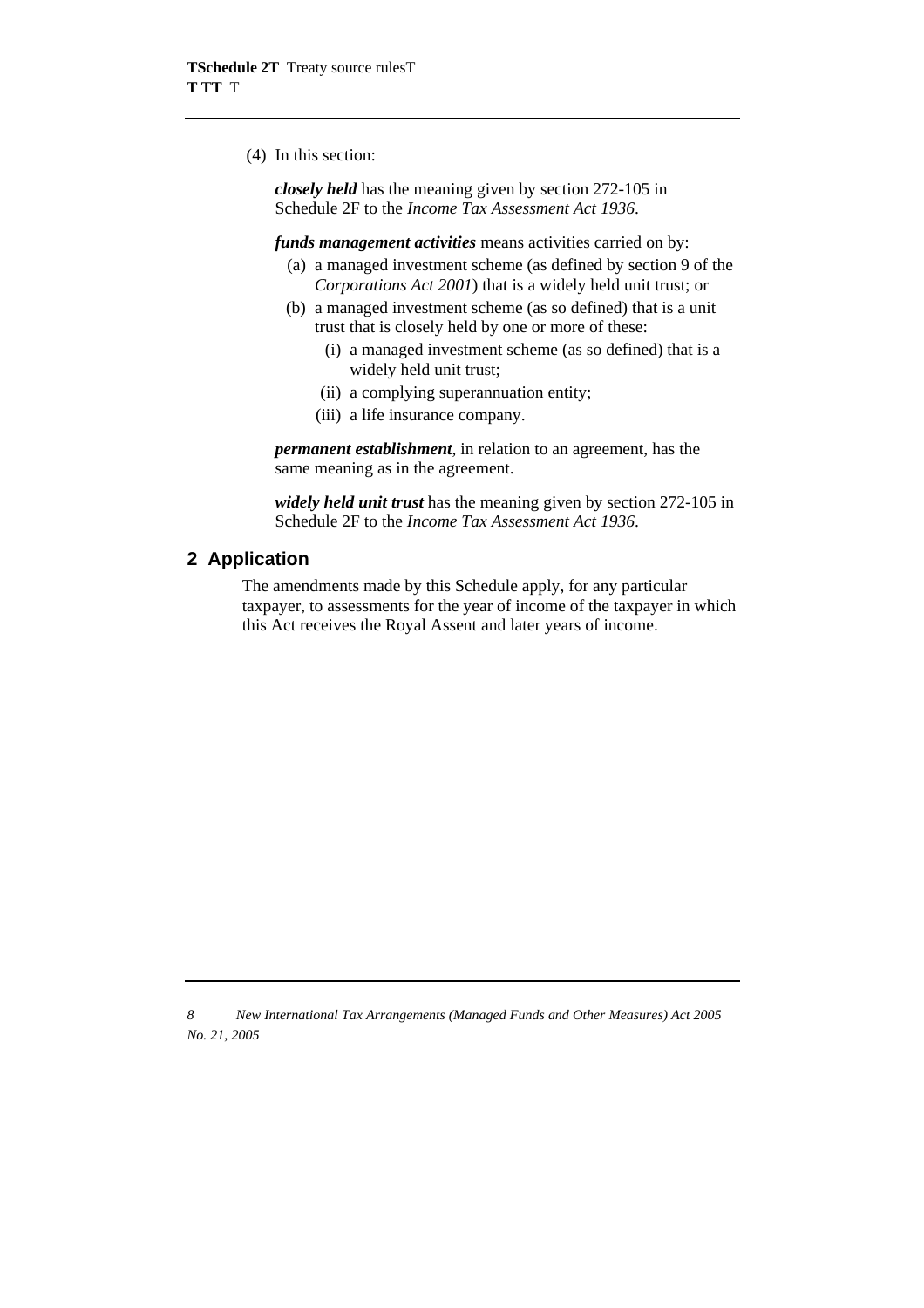(4) In this section:

***closely held*** has the meaning given by section 272-105 in Schedule 2F to the *Income Tax Assessment Act 1936*.

***funds management activities*** means activities carried on by:

(a) a managed investment scheme (as defined by section 9 of the *Corporations Act 2001*) that is a widely held unit trust; or

(b) a managed investment scheme (as so defined) that is a unit trust that is closely held by one or more of these:

(i) a managed investment scheme (as so defined) that is a widely held unit trust;

(ii) a complying superannuation entity;

(iii) a life insurance company.

***permanent establishment***, in relation to an agreement, has the same meaning as in the agreement.

***widely held unit trust*** has the meaning given by section 272-105 in Schedule 2F to the *Income Tax Assessment Act 1936*.

## 2 Application

The amendments made by this Schedule apply, for any particular taxpayer, to assessments for the year of income of the taxpayer in which this Act receives the Royal Assent and later years of income.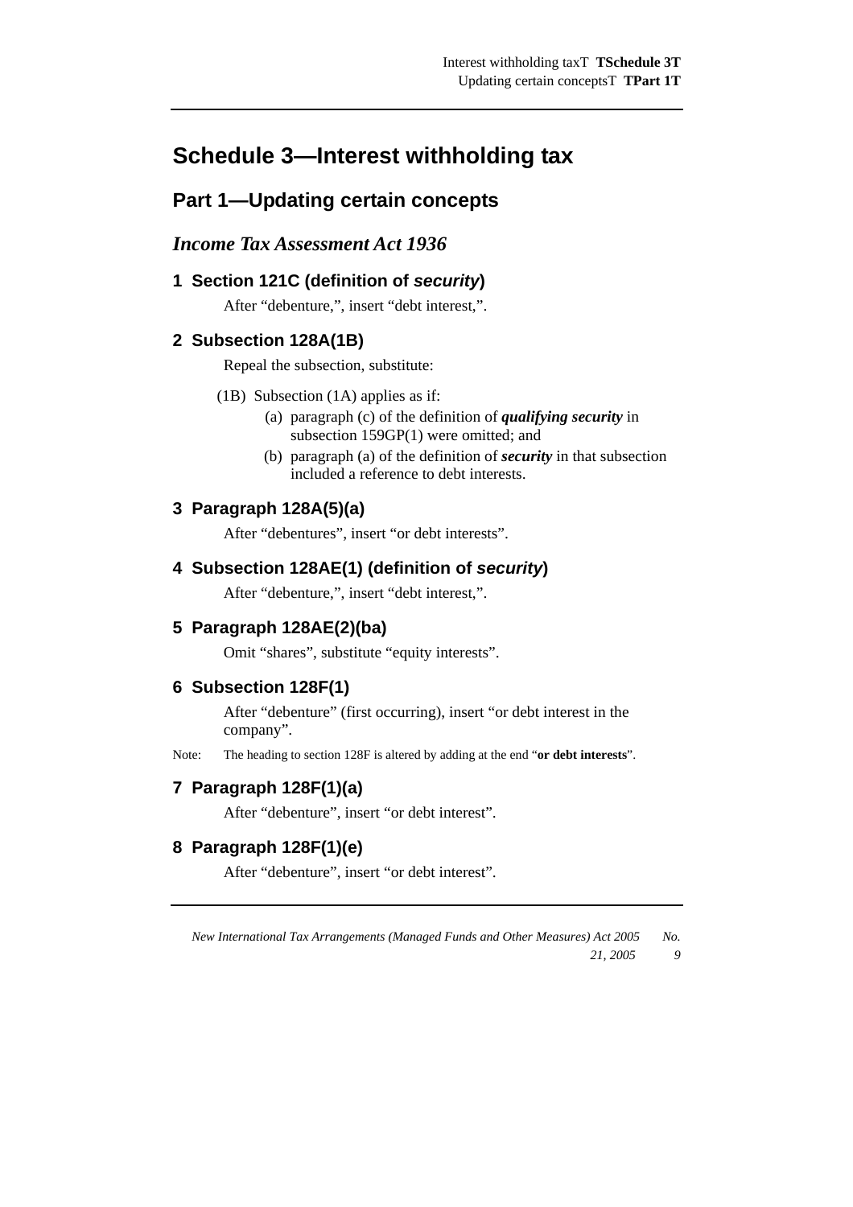# Schedule 3—Interest withholding tax

## Part 1—Updating certain concepts

### *Income Tax Assessment Act 1936*

#### 1 Section 121C (definition of *security*)

After "debenture,", insert "debt interest,".

#### 2 Subsection 128A(1B)

Repeal the subsection, substitute:

(1B) Subsection (1A) applies as if:

(a) paragraph (c) of the definition of ***qualifying security*** in subsection 159GP(1) were omitted; and

(b) paragraph (a) of the definition of ***security*** in that subsection included a reference to debt interests.

#### 3 Paragraph 128A(5)(a)

After "debentures", insert "or debt interests".

#### 4 Subsection 128AE(1) (definition of *security*)

After "debenture,", insert "debt interest,".

#### 5 Paragraph 128AE(2)(ba)

Omit "shares", substitute "equity interests".

#### 6 Subsection 128F(1)

After "debenture" (first occurring), insert "or debt interest in the company".

Note: The heading to section 128F is altered by adding at the end "**or debt interests**".

#### 7 Paragraph 128F(1)(a)

After "debenture", insert "or debt interest".

#### 8 Paragraph 128F(1)(e)

After "debenture", insert "or debt interest".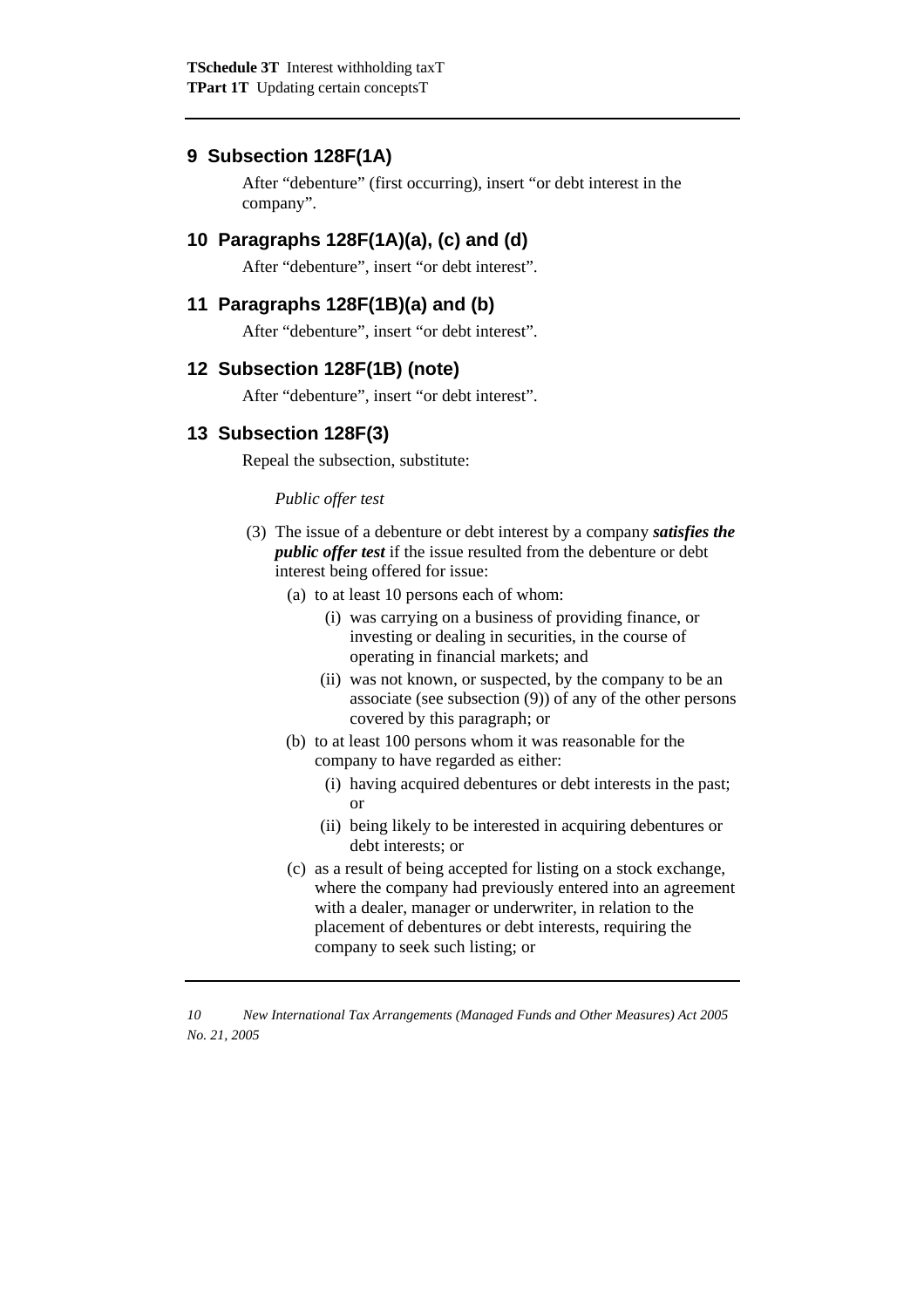## 9 Subsection 128F(1A)

After "debenture" (first occurring), insert "or debt interest in the company".

## 10 Paragraphs 128F(1A)(a), (c) and (d)

After "debenture", insert "or debt interest".

## 11 Paragraphs 128F(1B)(a) and (b)

After "debenture", insert "or debt interest".

## 12 Subsection 128F(1B) (note)

After "debenture", insert "or debt interest".

## 13 Subsection 128F(3)

Repeal the subsection, substitute:

*Public offer test*

(3) The issue of a debenture or debt interest by a company ***satisfies the public offer test*** if the issue resulted from the debenture or debt interest being offered for issue:

- (a) to at least 10 persons each of whom:
  - (i) was carrying on a business of providing finance, or investing or dealing in securities, in the course of operating in financial markets; and
  - (ii) was not known, or suspected, by the company to be an associate (see subsection (9)) of any of the other persons covered by this paragraph; or
- (b) to at least 100 persons whom it was reasonable for the company to have regarded as either:
  - (i) having acquired debentures or debt interests in the past; or
  - (ii) being likely to be interested in acquiring debentures or debt interests; or
- (c) as a result of being accepted for listing on a stock exchange, where the company had previously entered into an agreement with a dealer, manager or underwriter, in relation to the placement of debentures or debt interests, requiring the company to seek such listing; or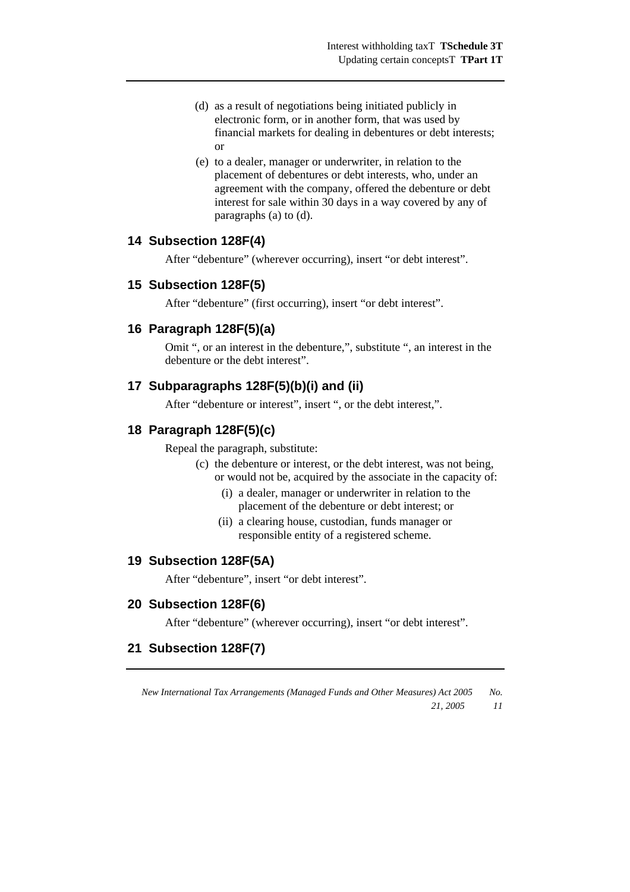(d) as a result of negotiations being initiated publicly in electronic form, or in another form, that was used by financial markets for dealing in debentures or debt interests; or

(e) to a dealer, manager or underwriter, in relation to the placement of debentures or debt interests, who, under an agreement with the company, offered the debenture or debt interest for sale within 30 days in a way covered by any of paragraphs (a) to (d).

## 14 Subsection 128F(4)

After "debenture" (wherever occurring), insert "or debt interest".

## 15 Subsection 128F(5)

After "debenture" (first occurring), insert "or debt interest".

## 16 Paragraph 128F(5)(a)

Omit ", or an interest in the debenture,", substitute ", an interest in the debenture or the debt interest".

## 17 Subparagraphs 128F(5)(b)(i) and (ii)

After "debenture or interest", insert ", or the debt interest,".

## 18 Paragraph 128F(5)(c)

Repeal the paragraph, substitute:

(c) the debenture or interest, or the debt interest, was not being, or would not be, acquired by the associate in the capacity of:

- (i) a dealer, manager or underwriter in relation to the placement of the debenture or debt interest; or
- (ii) a clearing house, custodian, funds manager or responsible entity of a registered scheme.

## 19 Subsection 128F(5A)

After "debenture", insert "or debt interest".

## 20 Subsection 128F(6)

After "debenture" (wherever occurring), insert "or debt interest".

## 21 Subsection 128F(7)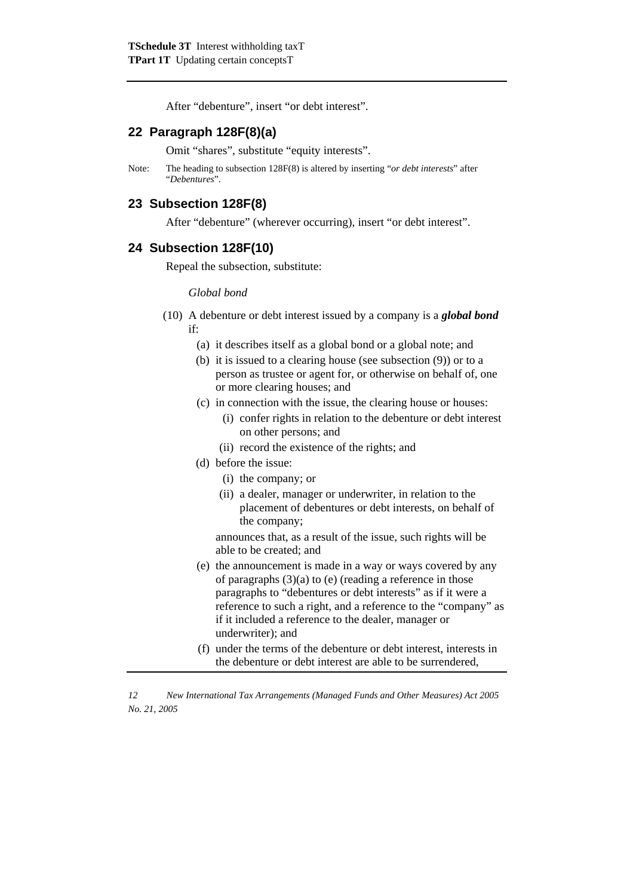After "debenture", insert "or debt interest".

## 22 Paragraph 128F(8)(a)

Omit "shares", substitute "equity interests".

Note: The heading to subsection 128F(8) is altered by inserting "*or debt interests*" after "*Debentures*".

## 23 Subsection 128F(8)

After "debenture" (wherever occurring), insert "or debt interest".

## 24 Subsection 128F(10)

Repeal the subsection, substitute:

*Global bond*

(10) A debenture or debt interest issued by a company is a ***global bond*** if:

- (a) it describes itself as a global bond or a global note; and
- (b) it is issued to a clearing house (see subsection (9)) or to a person as trustee or agent for, or otherwise on behalf of, one or more clearing houses; and
- (c) in connection with the issue, the clearing house or houses:
  - (i) confer rights in relation to the debenture or debt interest on other persons; and
  - (ii) record the existence of the rights; and
- (d) before the issue:
  - (i) the company; or
  - (ii) a dealer, manager or underwriter, in relation to the placement of debentures or debt interests, on behalf of the company;

  announces that, as a result of the issue, such rights will be able to be created; and
- (e) the announcement is made in a way or ways covered by any of paragraphs (3)(a) to (e) (reading a reference in those paragraphs to "debentures or debt interests" as if it were a reference to such a right, and a reference to the "company" as if it included a reference to the dealer, manager or underwriter); and
- (f) under the terms of the debenture or debt interest, interests in the debenture or debt interest are able to be surrendered,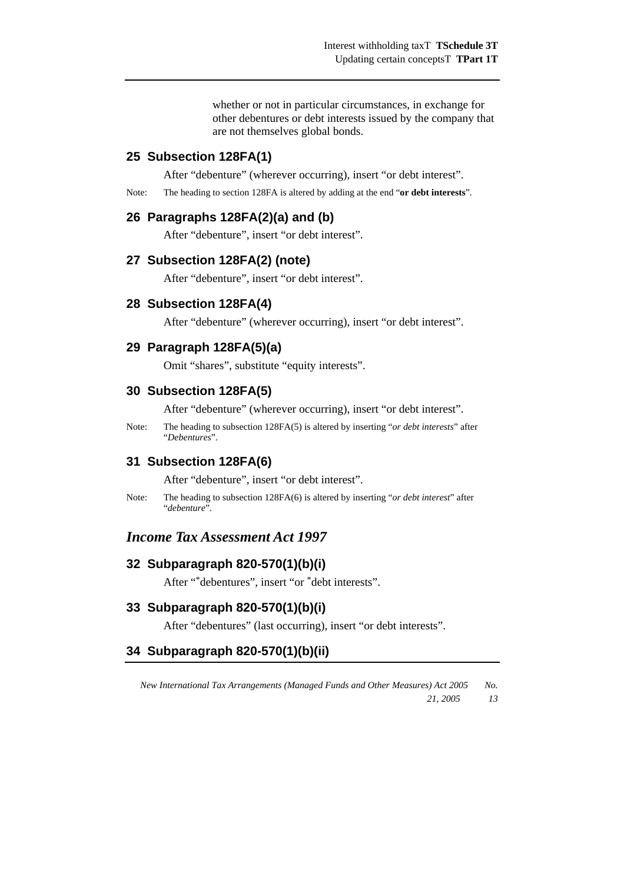whether or not in particular circumstances, in exchange for other debentures or debt interests issued by the company that are not themselves global bonds.

### 25 Subsection 128FA(1)

After "debenture" (wherever occurring), insert "or debt interest".

Note: The heading to section 128FA is altered by adding at the end "**or debt interests**".

### 26 Paragraphs 128FA(2)(a) and (b)

After "debenture", insert "or debt interest".

### 27 Subsection 128FA(2) (note)

After "debenture", insert "or debt interest".

### 28 Subsection 128FA(4)

After "debenture" (wherever occurring), insert "or debt interest".

### 29 Paragraph 128FA(5)(a)

Omit "shares", substitute "equity interests".

### 30 Subsection 128FA(5)

After "debenture" (wherever occurring), insert "or debt interest".

Note: The heading to subsection 128FA(5) is altered by inserting "*or debt interests*" after "*Debentures*".

### 31 Subsection 128FA(6)

After "debenture", insert "or debt interest".

Note: The heading to subsection 128FA(6) is altered by inserting "*or debt interest*" after "*debenture*".

## *Income Tax Assessment Act 1997*

### 32 Subparagraph 820-570(1)(b)(i)

After "*debentures", insert "or *debt interests".

### 33 Subparagraph 820-570(1)(b)(i)

After "debentures" (last occurring), insert "or debt interests".

### 34 Subparagraph 820-570(1)(b)(ii)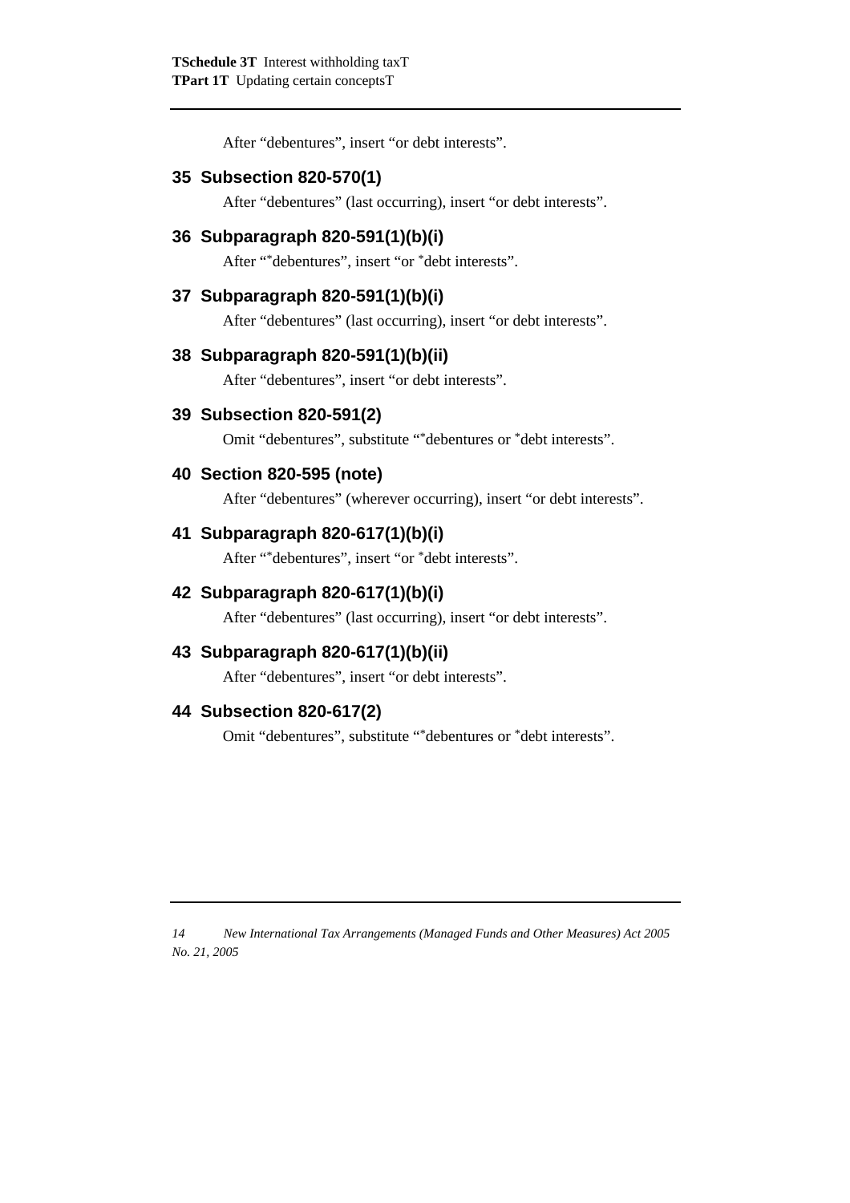After "debentures", insert "or debt interests".

## 35 Subsection 820-570(1)

After "debentures" (last occurring), insert "or debt interests".

## 36 Subparagraph 820-591(1)(b)(i)

After "*debentures", insert "or *debt interests".

## 37 Subparagraph 820-591(1)(b)(i)

After "debentures" (last occurring), insert "or debt interests".

## 38 Subparagraph 820-591(1)(b)(ii)

After "debentures", insert "or debt interests".

## 39 Subsection 820-591(2)

Omit "debentures", substitute "*debentures or *debt interests".

## 40 Section 820-595 (note)

After "debentures" (wherever occurring), insert "or debt interests".

## 41 Subparagraph 820-617(1)(b)(i)

After "*debentures", insert "or *debt interests".

## 42 Subparagraph 820-617(1)(b)(i)

After "debentures" (last occurring), insert "or debt interests".

## 43 Subparagraph 820-617(1)(b)(ii)

After "debentures", insert "or debt interests".

## 44 Subsection 820-617(2)

Omit "debentures", substitute "*debentures or *debt interests".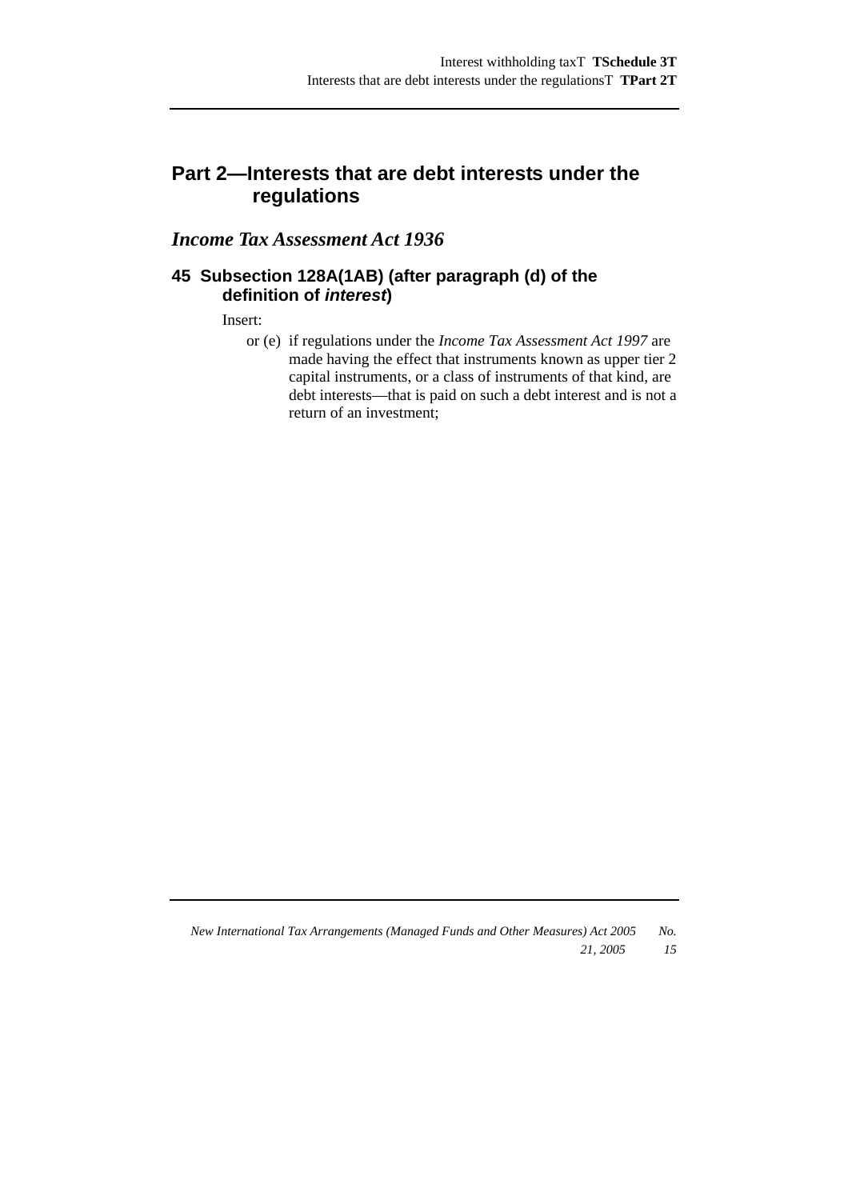## Part 2—Interests that are debt interests under the regulations

### *Income Tax Assessment Act 1936*

#### 45 Subsection 128A(1AB) (after paragraph (d) of the definition of *interest*)

Insert:

or (e) if regulations under the *Income Tax Assessment Act 1997* are made having the effect that instruments known as upper tier 2 capital instruments, or a class of instruments of that kind, are debt interests—that is paid on such a debt interest and is not a return of an investment;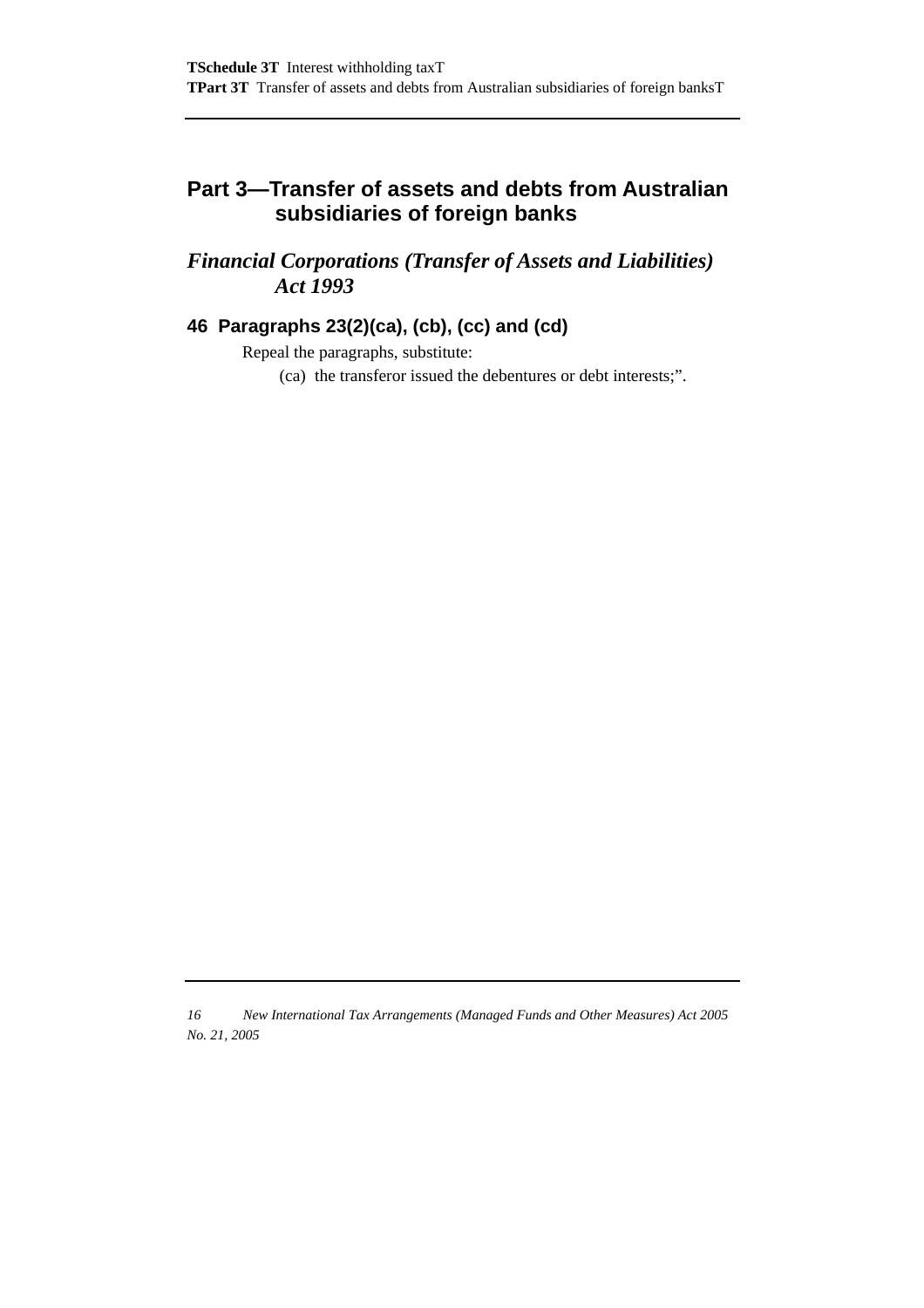## Part 3—Transfer of assets and debts from Australian subsidiaries of foreign banks

### *Financial Corporations (Transfer of Assets and Liabilities) Act 1993*

#### 46 Paragraphs 23(2)(ca), (cb), (cc) and (cd)

Repeal the paragraphs, substitute:

(ca) the transferor issued the debentures or debt interests;".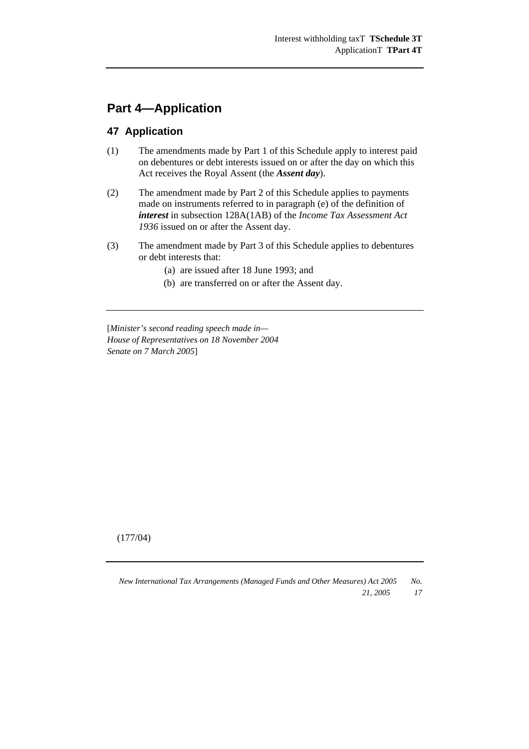## Part 4—Application

### 47 Application

(1) The amendments made by Part 1 of this Schedule apply to interest paid on debentures or debt interests issued on or after the day on which this Act receives the Royal Assent (the ***Assent day***).

(2) The amendment made by Part 2 of this Schedule applies to payments made on instruments referred to in paragraph (e) of the definition of ***interest*** in subsection 128A(1AB) of the *Income Tax Assessment Act 1936* issued on or after the Assent day.

(3) The amendment made by Part 3 of this Schedule applies to debentures or debt interests that:

(a) are issued after 18 June 1993; and

(b) are transferred on or after the Assent day.

[*Minister's second reading speech made in—*
*House of Representatives on 18 November 2004*
*Senate on 7 March 2005*]

(177/04)